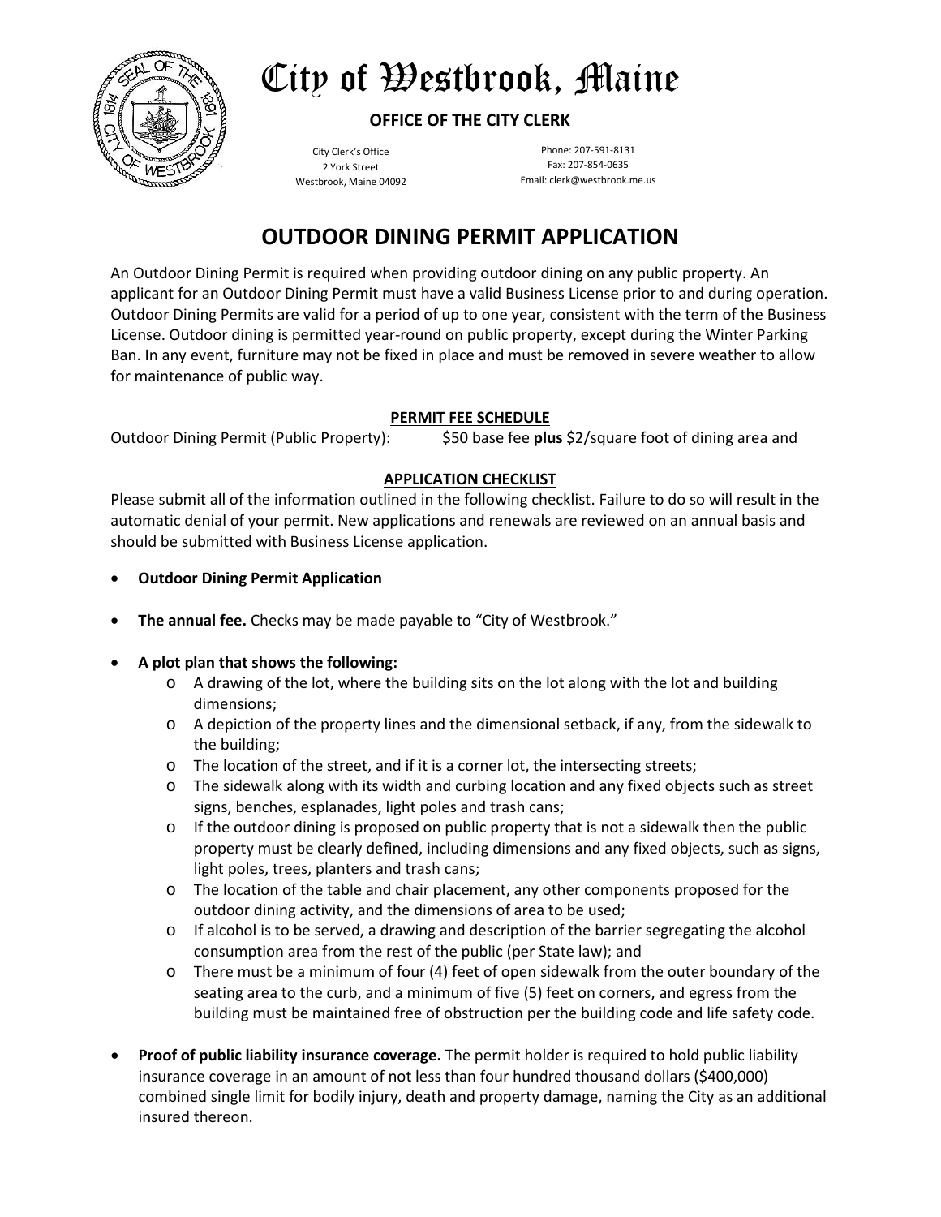# City of Westbrook, Maine

**OFFICE OF THE CITY CLERK**

City Clerk's Office
2 York Street
Westbrook, Maine 04092

Phone: 207-591-8131
Fax: 207-854-0635
Email: clerk@westbrook.me.us

## OUTDOOR DINING PERMIT APPLICATION

An Outdoor Dining Permit is required when providing outdoor dining on any public property. An applicant for an Outdoor Dining Permit must have a valid Business License prior to and during operation. Outdoor Dining Permits are valid for a period of up to one year, consistent with the term of the Business License. Outdoor dining is permitted year-round on public property, except during the Winter Parking Ban. In any event, furniture may not be fixed in place and must be removed in severe weather to allow for maintenance of public way.

**PERMIT FEE SCHEDULE**

Outdoor Dining Permit (Public Property): $50 base fee **plus** $2/square foot of dining area and

**APPLICATION CHECKLIST**

Please submit all of the information outlined in the following checklist. Failure to do so will result in the automatic denial of your permit. New applications and renewals are reviewed on an annual basis and should be submitted with Business License application.

- **Outdoor Dining Permit Application**
- **The annual fee.** Checks may be made payable to "City of Westbrook."
- **A plot plan that shows the following:**
  - A drawing of the lot, where the building sits on the lot along with the lot and building dimensions;
  - A depiction of the property lines and the dimensional setback, if any, from the sidewalk to the building;
  - The location of the street, and if it is a corner lot, the intersecting streets;
  - The sidewalk along with its width and curbing location and any fixed objects such as street signs, benches, esplanades, light poles and trash cans;
  - If the outdoor dining is proposed on public property that is not a sidewalk then the public property must be clearly defined, including dimensions and any fixed objects, such as signs, light poles, trees, planters and trash cans;
  - The location of the table and chair placement, any other components proposed for the outdoor dining activity, and the dimensions of area to be used;
  - If alcohol is to be served, a drawing and description of the barrier segregating the alcohol consumption area from the rest of the public (per State law); and
  - There must be a minimum of four (4) feet of open sidewalk from the outer boundary of the seating area to the curb, and a minimum of five (5) feet on corners, and egress from the building must be maintained free of obstruction per the building code and life safety code.
- **Proof of public liability insurance coverage.** The permit holder is required to hold public liability insurance coverage in an amount of not less than four hundred thousand dollars ($400,000) combined single limit for bodily injury, death and property damage, naming the City as an additional insured thereon.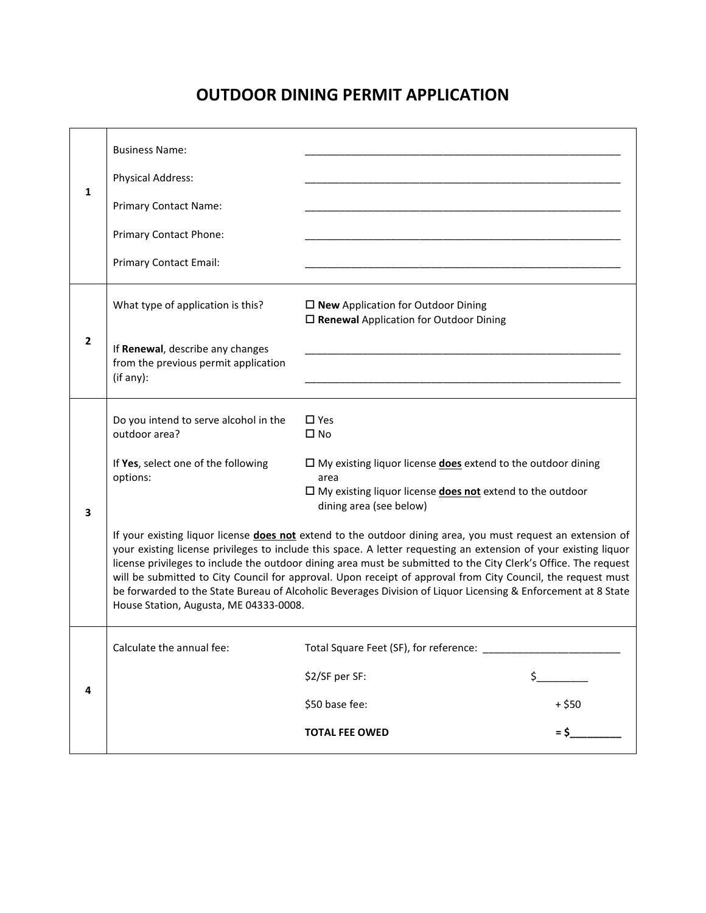# OUTDOOR DINING PERMIT APPLICATION

| | | |
|---|---|---|
| **1** | Business Name: | ________________________________________ |
| | Physical Address: | ________________________________________ |
| | Primary Contact Name: | ________________________________________ |
| | Primary Contact Phone: | ________________________________________ |
| | Primary Contact Email: | ________________________________________ |
| **2** | What type of application is this? | ☐ **New** Application for Outdoor Dining<br>☐ **Renewal** Application for Outdoor Dining |
| | If **Renewal**, describe any changes from the previous permit application (if any): | ________________________________________<br>________________________________________ |
| **3** | Do you intend to serve alcohol in the outdoor area? | ☐ Yes<br>☐ No |
| | If **Yes**, select one of the following options: | ☐ My existing liquor license **does** extend to the outdoor dining area<br>☐ My existing liquor license **does not** extend to the outdoor dining area (see below) |
| | If your existing liquor license **does not** extend to the outdoor dining area, you must request an extension of your existing license privileges to include this space. A letter requesting an extension of your existing liquor license privileges to include the outdoor dining area must be submitted to the City Clerk's Office. The request will be submitted to City Council for approval. Upon receipt of approval from City Council, the request must be forwarded to the State Bureau of Alcoholic Beverages Division of Liquor Licensing & Enforcement at 8 State House Station, Augusta, ME 04333-0008. | |
| **4** | Calculate the annual fee: | Total Square Feet (SF), for reference: ____________________ |
| | | $2/SF per SF: $_________ |
| | | $50 base fee: + $50 |
| | | **TOTAL FEE OWED = $_________** |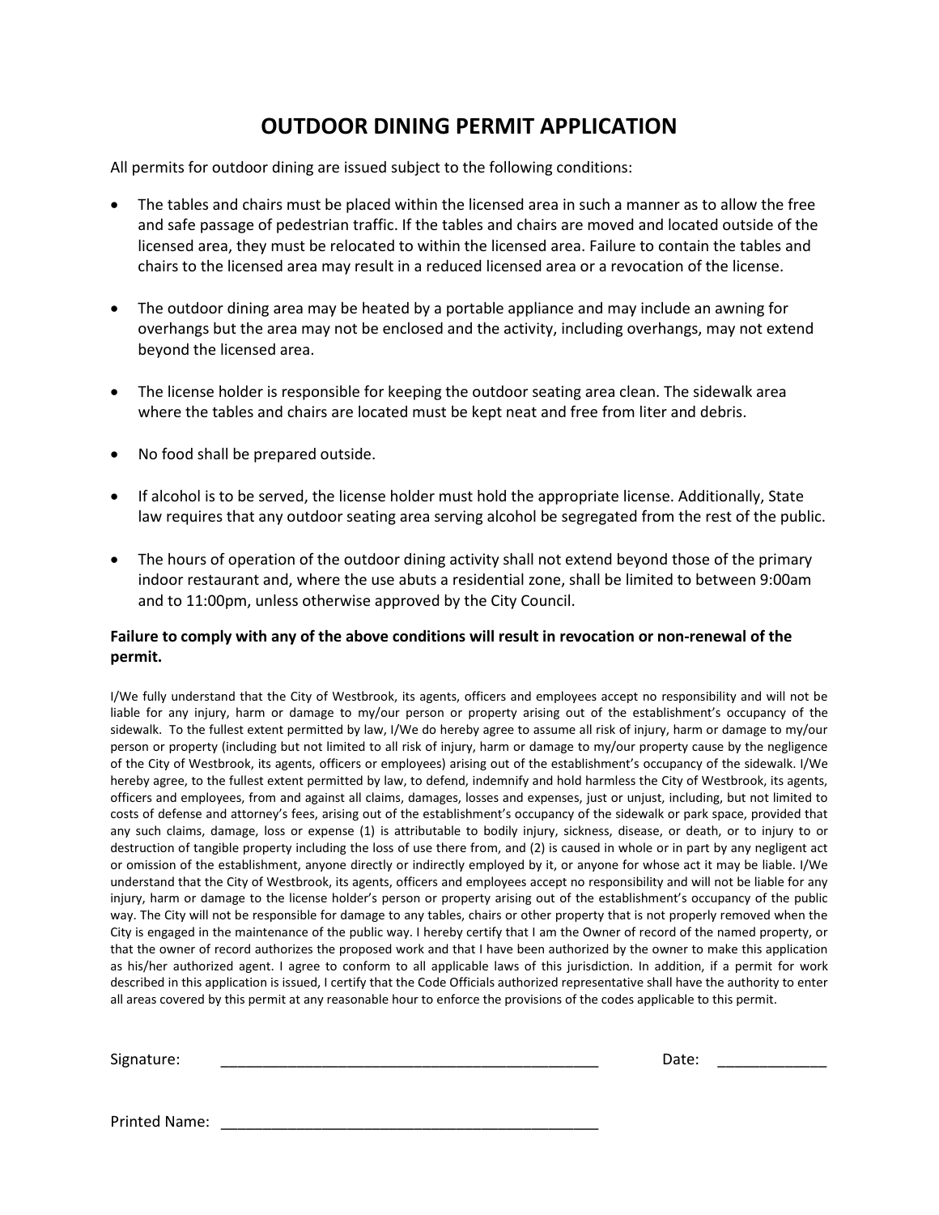# OUTDOOR DINING PERMIT APPLICATION

All permits for outdoor dining are issued subject to the following conditions:

- The tables and chairs must be placed within the licensed area in such a manner as to allow the free and safe passage of pedestrian traffic. If the tables and chairs are moved and located outside of the licensed area, they must be relocated to within the licensed area. Failure to contain the tables and chairs to the licensed area may result in a reduced licensed area or a revocation of the license.

- The outdoor dining area may be heated by a portable appliance and may include an awning for overhangs but the area may not be enclosed and the activity, including overhangs, may not extend beyond the licensed area.

- The license holder is responsible for keeping the outdoor seating area clean. The sidewalk area where the tables and chairs are located must be kept neat and free from liter and debris.

- No food shall be prepared outside.

- If alcohol is to be served, the license holder must hold the appropriate license. Additionally, State law requires that any outdoor seating area serving alcohol be segregated from the rest of the public.

- The hours of operation of the outdoor dining activity shall not extend beyond those of the primary indoor restaurant and, where the use abuts a residential zone, shall be limited to between 9:00am and to 11:00pm, unless otherwise approved by the City Council.

**Failure to comply with any of the above conditions will result in revocation or non-renewal of the permit.**

I/We fully understand that the City of Westbrook, its agents, officers and employees accept no responsibility and will not be liable for any injury, harm or damage to my/our person or property arising out of the establishment's occupancy of the sidewalk. To the fullest extent permitted by law, I/We do hereby agree to assume all risk of injury, harm or damage to my/our person or property (including but not limited to all risk of injury, harm or damage to my/our property cause by the negligence of the City of Westbrook, its agents, officers or employees) arising out of the establishment's occupancy of the sidewalk. I/We hereby agree, to the fullest extent permitted by law, to defend, indemnify and hold harmless the City of Westbrook, its agents, officers and employees, from and against all claims, damages, losses and expenses, just or unjust, including, but not limited to costs of defense and attorney's fees, arising out of the establishment's occupancy of the sidewalk or park space, provided that any such claims, damage, loss or expense (1) is attributable to bodily injury, sickness, disease, or death, or to injury to or destruction of tangible property including the loss of use there from, and (2) is caused in whole or in part by any negligent act or omission of the establishment, anyone directly or indirectly employed by it, or anyone for whose act it may be liable. I/We understand that the City of Westbrook, its agents, officers and employees accept no responsibility and will not be liable for any injury, harm or damage to the license holder's person or property arising out of the establishment's occupancy of the public way. The City will not be responsible for damage to any tables, chairs or other property that is not properly removed when the City is engaged in the maintenance of the public way. I hereby certify that I am the Owner of record of the named property, or that the owner of record authorizes the proposed work and that I have been authorized by the owner to make this application as his/her authorized agent. I agree to conform to all applicable laws of this jurisdiction. In addition, if a permit for work described in this application is issued, I certify that the Code Officials authorized representative shall have the authority to enter all areas covered by this permit at any reasonable hour to enforce the provisions of the codes applicable to this permit.

Signature: _______________________________________________ Date: _____________

Printed Name: _______________________________________________